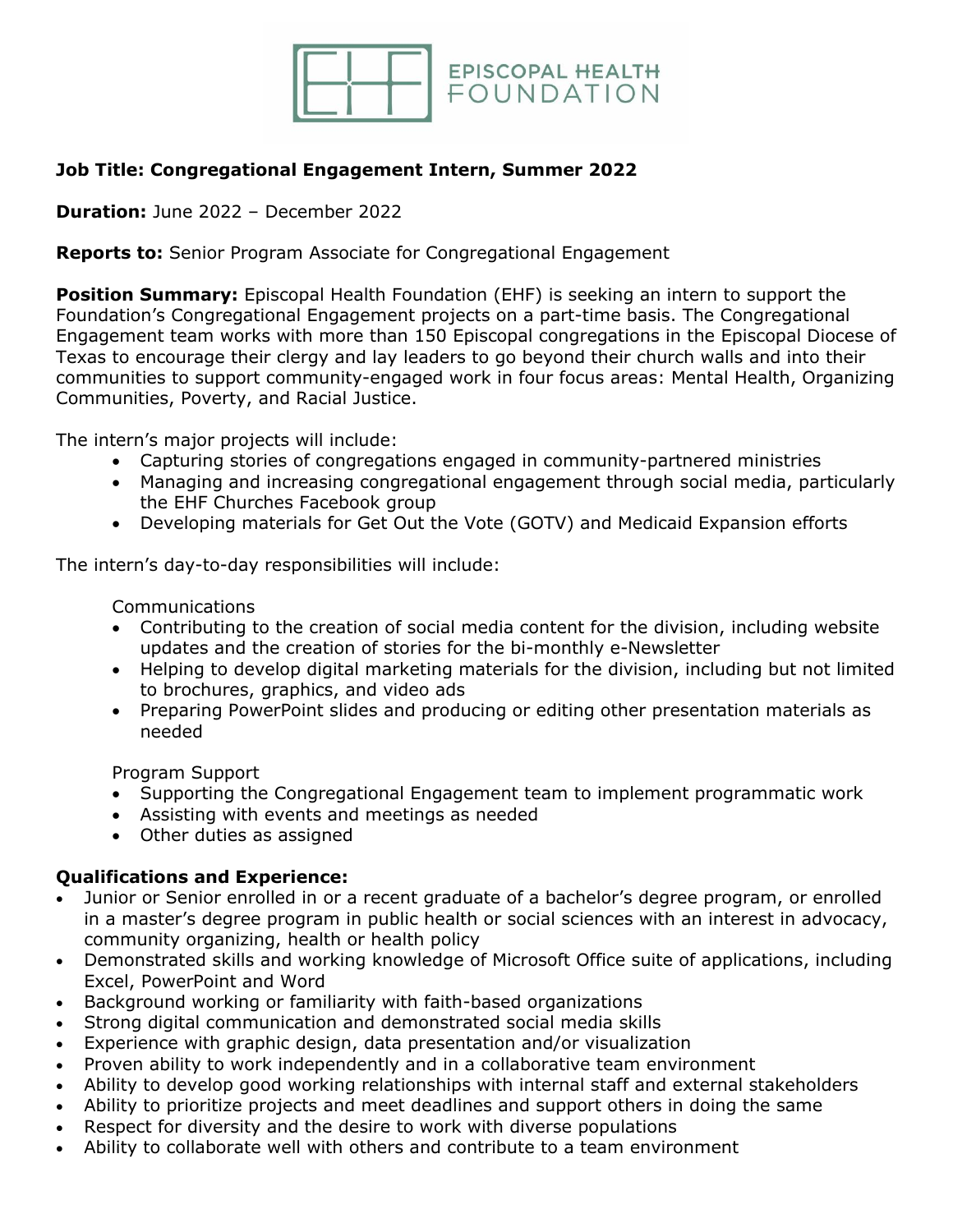EPISCOPAL HEALTH FOUNDATION

**Job Title: Congregational Engagement Intern, Summer 2022**

**Duration:** June 2022 – December 2022

**Reports to:** Senior Program Associate for Congregational Engagement

**Position Summary:** Episcopal Health Foundation (EHF) is seeking an intern to support the Foundation's Congregational Engagement projects on a part-time basis. The Congregational Engagement team works with more than 150 Episcopal congregations in the Episcopal Diocese of Texas to encourage their clergy and lay leaders to go beyond their church walls and into their communities to support community-engaged work in four focus areas: Mental Health, Organizing Communities, Poverty, and Racial Justice.

The intern's major projects will include:

- Capturing stories of congregations engaged in community-partnered ministries
- Managing and increasing congregational engagement through social media, particularly the EHF Churches Facebook group
- Developing materials for Get Out the Vote (GOTV) and Medicaid Expansion efforts

The intern's day-to-day responsibilities will include:

Communications

- Contributing to the creation of social media content for the division, including website updates and the creation of stories for the bi-monthly e-Newsletter
- Helping to develop digital marketing materials for the division, including but not limited to brochures, graphics, and video ads
- Preparing PowerPoint slides and producing or editing other presentation materials as needed

Program Support

- Supporting the Congregational Engagement team to implement programmatic work
- Assisting with events and meetings as needed
- Other duties as assigned

**Qualifications and Experience:**

- Junior or Senior enrolled in or a recent graduate of a bachelor's degree program, or enrolled in a master's degree program in public health or social sciences with an interest in advocacy, community organizing, health or health policy
- Demonstrated skills and working knowledge of Microsoft Office suite of applications, including Excel, PowerPoint and Word
- Background working or familiarity with faith-based organizations
- Strong digital communication and demonstrated social media skills
- Experience with graphic design, data presentation and/or visualization
- Proven ability to work independently and in a collaborative team environment
- Ability to develop good working relationships with internal staff and external stakeholders
- Ability to prioritize projects and meet deadlines and support others in doing the same
- Respect for diversity and the desire to work with diverse populations
- Ability to collaborate well with others and contribute to a team environment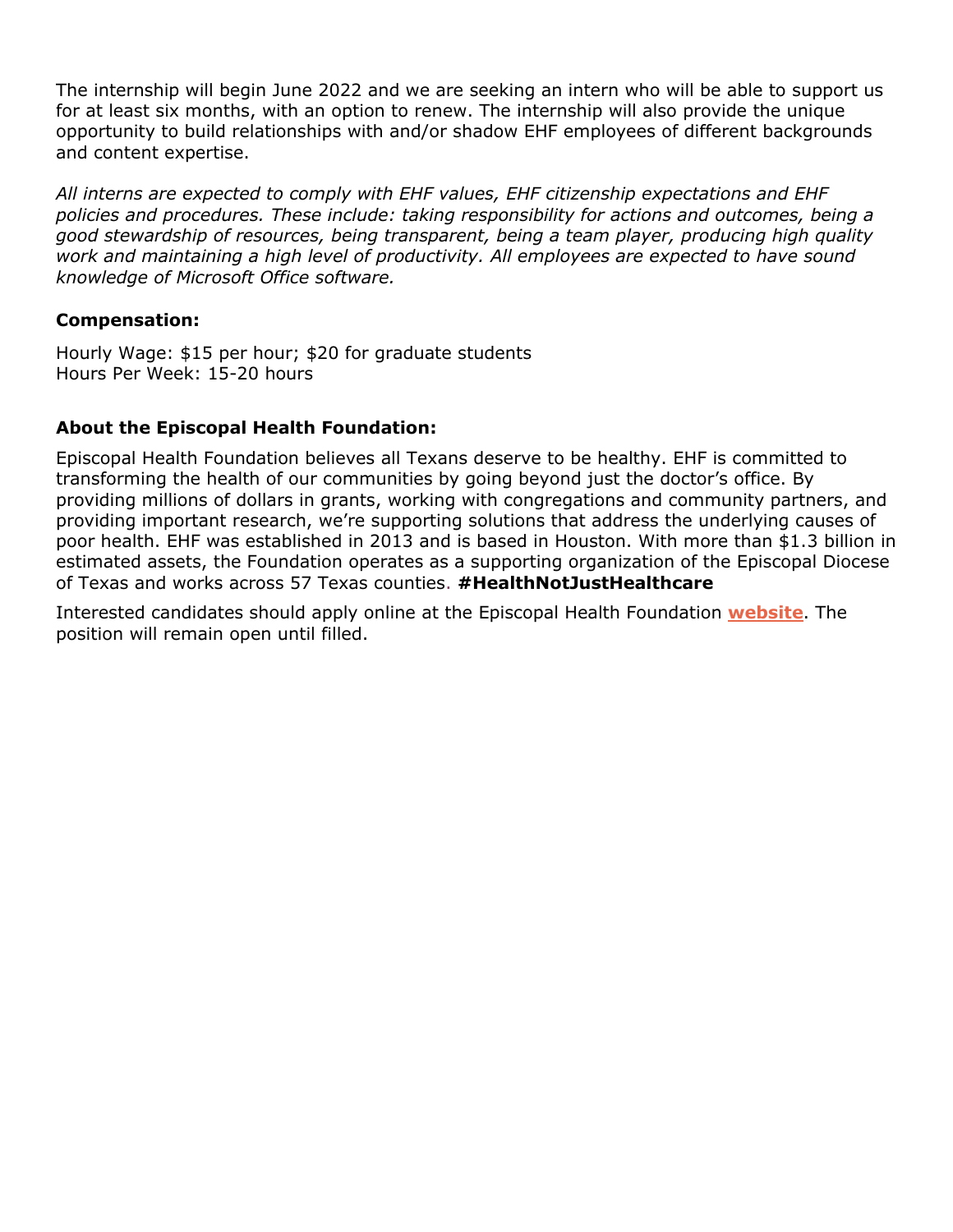The internship will begin June 2022 and we are seeking an intern who will be able to support us for at least six months, with an option to renew. The internship will also provide the unique opportunity to build relationships with and/or shadow EHF employees of different backgrounds and content expertise.

*All interns are expected to comply with EHF values, EHF citizenship expectations and EHF policies and procedures. These include: taking responsibility for actions and outcomes, being a good stewardship of resources, being transparent, being a team player, producing high quality work and maintaining a high level of productivity. All employees are expected to have sound knowledge of Microsoft Office software.*

**Compensation:**

Hourly Wage: $15 per hour; $20 for graduate students
Hours Per Week: 15-20 hours

**About the Episcopal Health Foundation:**

Episcopal Health Foundation believes all Texans deserve to be healthy. EHF is committed to transforming the health of our communities by going beyond just the doctor's office. By providing millions of dollars in grants, working with congregations and community partners, and providing important research, we're supporting solutions that address the underlying causes of poor health. EHF was established in 2013 and is based in Houston. With more than $1.3 billion in estimated assets, the Foundation operates as a supporting organization of the Episcopal Diocese of Texas and works across 57 Texas counties. **#HealthNotJustHealthcare**

Interested candidates should apply online at the Episcopal Health Foundation **website**. The position will remain open until filled.